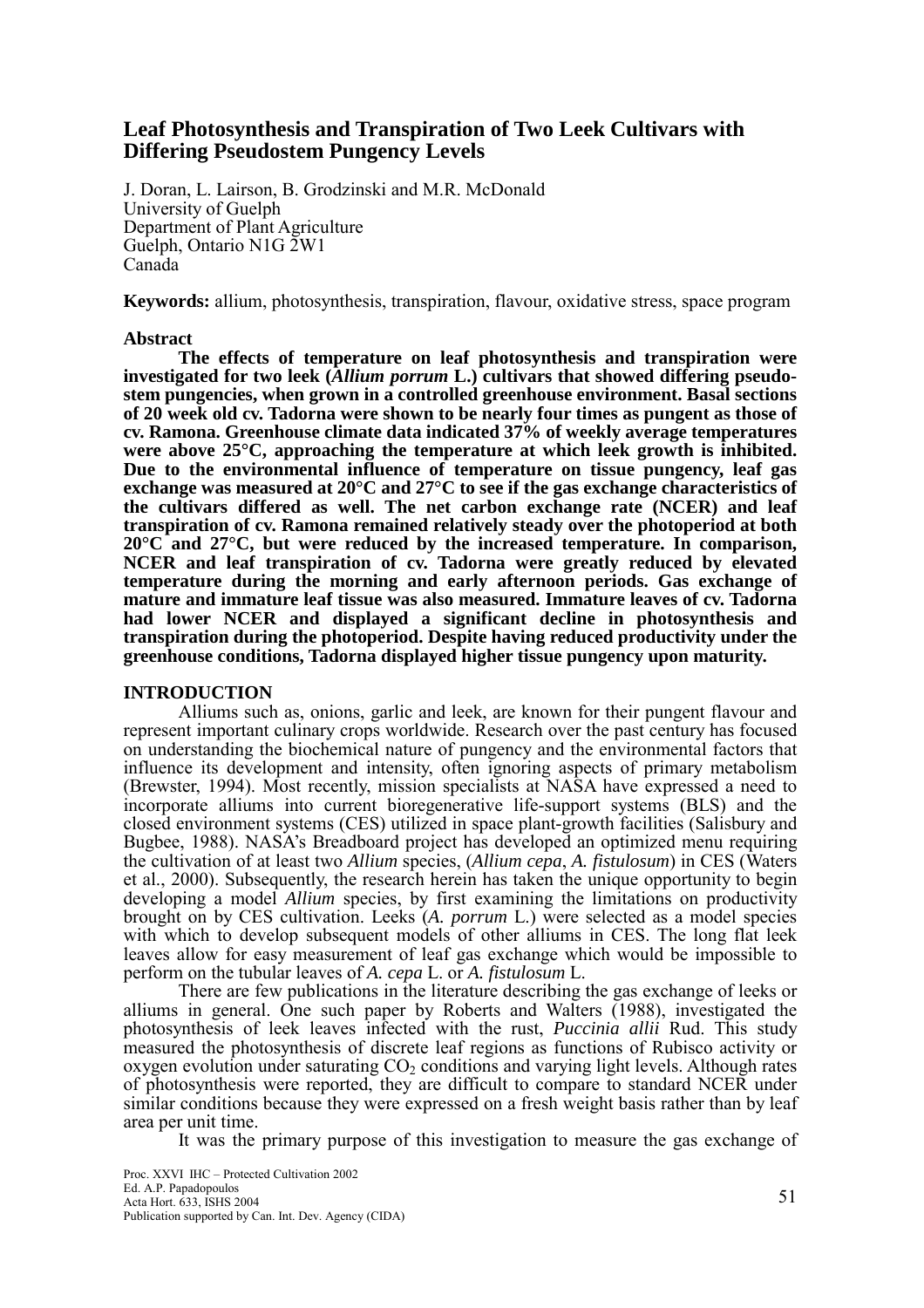# Leaf Photosynthesis and Transpiration of Two Leek Cultivars with Differing Pseudostem Pungency Levels

J. Doran, L. Lairson, B. Grodzinski and M.R. McDonald
University of Guelph
Department of Plant Agriculture
Guelph, Ontario N1G 2W1
Canada

**Keywords:** allium, photosynthesis, transpiration, flavour, oxidative stress, space program

## Abstract

**The effects of temperature on leaf photosynthesis and transpiration were investigated for two leek (*Allium porrum* L.) cultivars that showed differing pseudo-stem pungencies, when grown in a controlled greenhouse environment. Basal sections of 20 week old cv. Tadorna were shown to be nearly four times as pungent as those of cv. Ramona. Greenhouse climate data indicated 37% of weekly average temperatures were above 25°C, approaching the temperature at which leek growth is inhibited. Due to the environmental influence of temperature on tissue pungency, leaf gas exchange was measured at 20°C and 27°C to see if the gas exchange characteristics of the cultivars differed as well. The net carbon exchange rate (NCER) and leaf transpiration of cv. Ramona remained relatively steady over the photoperiod at both 20°C and 27°C, but were reduced by the increased temperature. In comparison, NCER and leaf transpiration of cv. Tadorna were greatly reduced by elevated temperature during the morning and early afternoon periods. Gas exchange of mature and immature leaf tissue was also measured. Immature leaves of cv. Tadorna had lower NCER and displayed a significant decline in photosynthesis and transpiration during the photoperiod. Despite having reduced productivity under the greenhouse conditions, Tadorna displayed higher tissue pungency upon maturity.**

## INTRODUCTION

Alliums such as, onions, garlic and leek, are known for their pungent flavour and represent important culinary crops worldwide. Research over the past century has focused on understanding the biochemical nature of pungency and the environmental factors that influence its development and intensity, often ignoring aspects of primary metabolism (Brewster, 1994). Most recently, mission specialists at NASA have expressed a need to incorporate alliums into current bioregenerative life-support systems (BLS) and the closed environment systems (CES) utilized in space plant-growth facilities (Salisbury and Bugbee, 1988). NASA's Breadboard project has developed an optimized menu requiring the cultivation of at least two *Allium* species, (*Allium cepa*, *A. fistulosum*) in CES (Waters et al., 2000). Subsequently, the research herein has taken the unique opportunity to begin developing a model *Allium* species, by first examining the limitations on productivity brought on by CES cultivation. Leeks (*A. porrum* L.) were selected as a model species with which to develop subsequent models of other alliums in CES. The long flat leek leaves allow for easy measurement of leaf gas exchange which would be impossible to perform on the tubular leaves of *A. cepa* L. or *A. fistulosum* L.

There are few publications in the literature describing the gas exchange of leeks or alliums in general. One such paper by Roberts and Walters (1988), investigated the photosynthesis of leek leaves infected with the rust, *Puccinia allii* Rud. This study measured the photosynthesis of discrete leaf regions as functions of Rubisco activity or oxygen evolution under saturating $CO_2$ conditions and varying light levels. Although rates of photosynthesis were reported, they are difficult to compare to standard NCER under similar conditions because they were expressed on a fresh weight basis rather than by leaf area per unit time.

It was the primary purpose of this investigation to measure the gas exchange of

Proc. XXVI IHC – Protected Cultivation 2002
Ed. A.P. Papadopoulos
Acta Hort. 633, ISHS 2004
Publication supported by Can. Int. Dev. Agency (CIDA)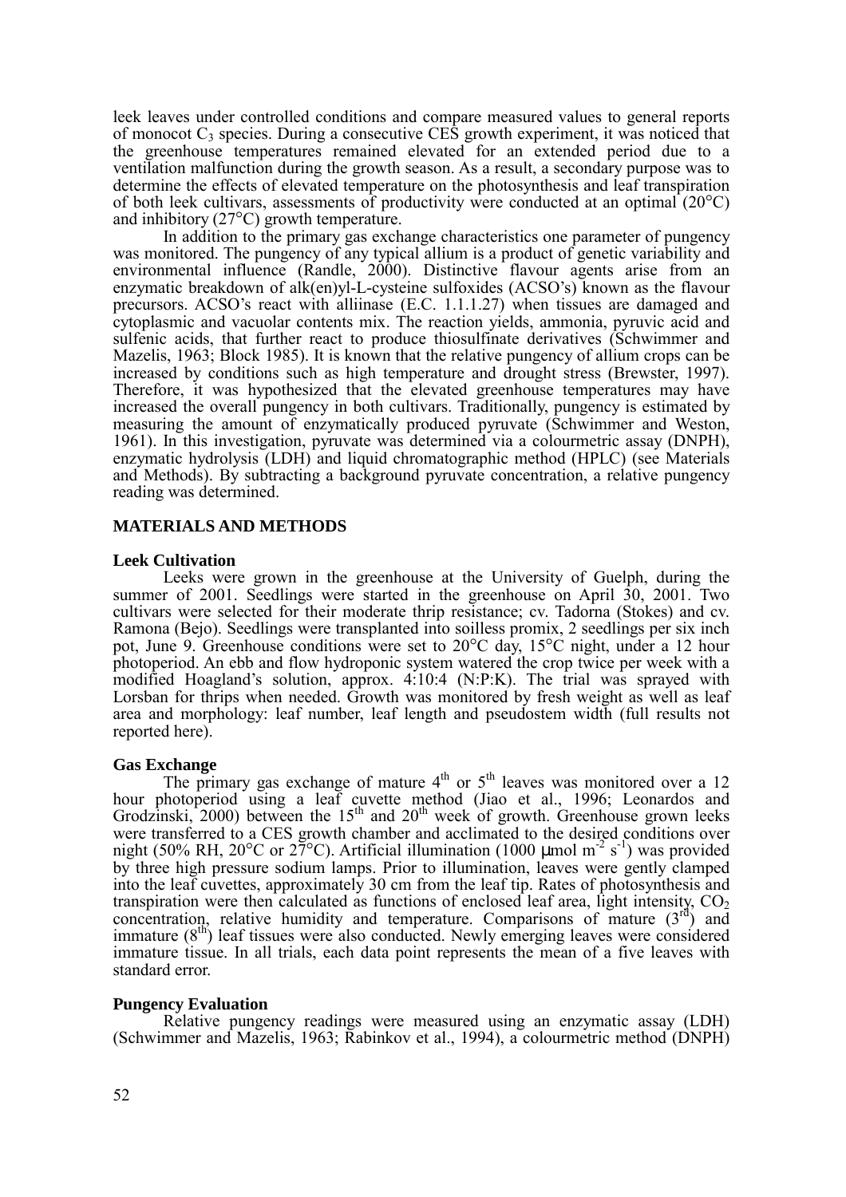leek leaves under controlled conditions and compare measured values to general reports of monocot $C_3$ species. During a consecutive CES growth experiment, it was noticed that the greenhouse temperatures remained elevated for an extended period due to a ventilation malfunction during the growth season. As a result, a secondary purpose was to determine the effects of elevated temperature on the photosynthesis and leaf transpiration of both leek cultivars, assessments of productivity were conducted at an optimal (20°C) and inhibitory (27°C) growth temperature.

In addition to the primary gas exchange characteristics one parameter of pungency was monitored. The pungency of any typical allium is a product of genetic variability and environmental influence (Randle, 2000). Distinctive flavour agents arise from an enzymatic breakdown of alk(en)yl-L-cysteine sulfoxides (ACSO's) known as the flavour precursors. ACSO's react with alliinase (E.C. 1.1.1.27) when tissues are damaged and cytoplasmic and vacuolar contents mix. The reaction yields, ammonia, pyruvic acid and sulfenic acids, that further react to produce thiosulfinate derivatives (Schwimmer and Mazelis, 1963; Block 1985). It is known that the relative pungency of allium crops can be increased by conditions such as high temperature and drought stress (Brewster, 1997). Therefore, it was hypothesized that the elevated greenhouse temperatures may have increased the overall pungency in both cultivars. Traditionally, pungency is estimated by measuring the amount of enzymatically produced pyruvate (Schwimmer and Weston, 1961). In this investigation, pyruvate was determined via a colourmetric assay (DNPH), enzymatic hydrolysis (LDH) and liquid chromatographic method (HPLC) (see Materials and Methods). By subtracting a background pyruvate concentration, a relative pungency reading was determined.

## MATERIALS AND METHODS

### Leek Cultivation

Leeks were grown in the greenhouse at the University of Guelph, during the summer of 2001. Seedlings were started in the greenhouse on April 30, 2001. Two cultivars were selected for their moderate thrip resistance; cv. Tadorna (Stokes) and cv. Ramona (Bejo). Seedlings were transplanted into soilless promix, 2 seedlings per six inch pot, June 9. Greenhouse conditions were set to 20°C day, 15°C night, under a 12 hour photoperiod. An ebb and flow hydroponic system watered the crop twice per week with a modified Hoagland's solution, approx. 4:10:4 (N:P:K). The trial was sprayed with Lorsban for thrips when needed. Growth was monitored by fresh weight as well as leaf area and morphology: leaf number, leaf length and pseudostem width (full results not reported here).

### Gas Exchange

The primary gas exchange of mature 4th or 5th leaves was monitored over a 12 hour photoperiod using a leaf cuvette method (Jiao et al., 1996; Leonardos and Grodzinski, 2000) between the 15th and 20th week of growth. Greenhouse grown leeks were transferred to a CES growth chamber and acclimated to the desired conditions over night (50% RH, 20°C or 27°C). Artificial illumination (1000 µmol $m^{-2}$ $s^{-1}$) was provided by three high pressure sodium lamps. Prior to illumination, leaves were gently clamped into the leaf cuvettes, approximately 30 cm from the leaf tip. Rates of photosynthesis and transpiration were then calculated as functions of enclosed leaf area, light intensity, $CO_2$ concentration, relative humidity and temperature. Comparisons of mature (3rd) and immature (8th) leaf tissues were also conducted. Newly emerging leaves were considered immature tissue. In all trials, each data point represents the mean of a five leaves with standard error.

### Pungency Evaluation

Relative pungency readings were measured using an enzymatic assay (LDH) (Schwimmer and Mazelis, 1963; Rabinkov et al., 1994), a colourmetric method (DNPH)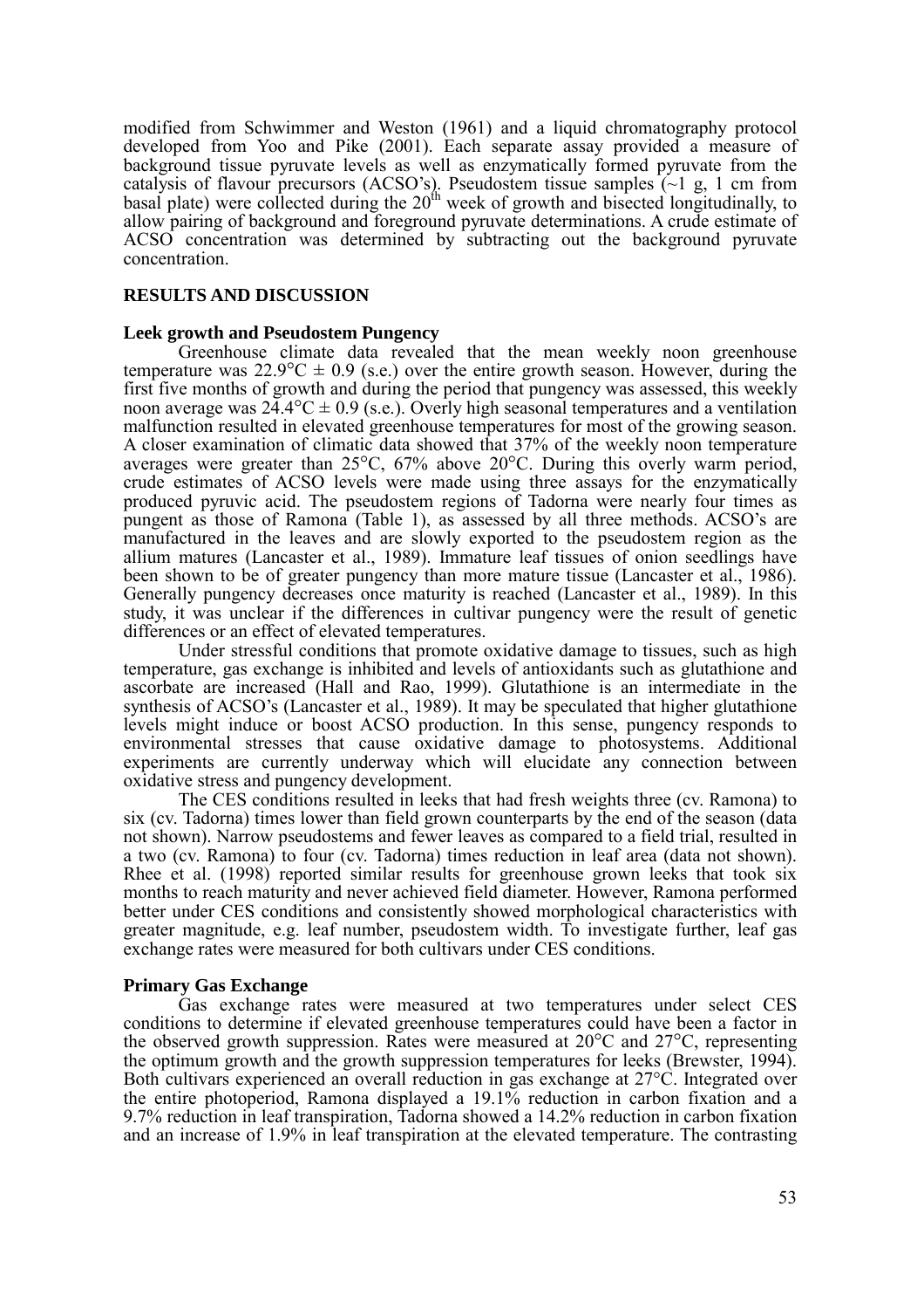modified from Schwimmer and Weston (1961) and a liquid chromatography protocol developed from Yoo and Pike (2001). Each separate assay provided a measure of background tissue pyruvate levels as well as enzymatically formed pyruvate from the catalysis of flavour precursors (ACSO's). Pseudostem tissue samples (~1 g, 1 cm from basal plate) were collected during the 20$^{th}$ week of growth and bisected longitudinally, to allow pairing of background and foreground pyruvate determinations. A crude estimate of ACSO concentration was determined by subtracting out the background pyruvate concentration.

## RESULTS AND DISCUSSION

### Leek growth and Pseudostem Pungency

Greenhouse climate data revealed that the mean weekly noon greenhouse temperature was 22.9°C ± 0.9 (s.e.) over the entire growth season. However, during the first five months of growth and during the period that pungency was assessed, this weekly noon average was 24.4°C ± 0.9 (s.e.). Overly high seasonal temperatures and a ventilation malfunction resulted in elevated greenhouse temperatures for most of the growing season. A closer examination of climatic data showed that 37% of the weekly noon temperature averages were greater than 25°C, 67% above 20°C. During this overly warm period, crude estimates of ACSO levels were made using three assays for the enzymatically produced pyruvic acid. The pseudostem regions of Tadorna were nearly four times as pungent as those of Ramona (Table 1), as assessed by all three methods. ACSO's are manufactured in the leaves and are slowly exported to the pseudostem region as the allium matures (Lancaster et al., 1989). Immature leaf tissues of onion seedlings have been shown to be of greater pungency than more mature tissue (Lancaster et al., 1986). Generally pungency decreases once maturity is reached (Lancaster et al., 1989). In this study, it was unclear if the differences in cultivar pungency were the result of genetic differences or an effect of elevated temperatures.

Under stressful conditions that promote oxidative damage to tissues, such as high temperature, gas exchange is inhibited and levels of antioxidants such as glutathione and ascorbate are increased (Hall and Rao, 1999). Glutathione is an intermediate in the synthesis of ACSO's (Lancaster et al., 1989). It may be speculated that higher glutathione levels might induce or boost ACSO production. In this sense, pungency responds to environmental stresses that cause oxidative damage to photosystems. Additional experiments are currently underway which will elucidate any connection between oxidative stress and pungency development.

The CES conditions resulted in leeks that had fresh weights three (cv. Ramona) to six (cv. Tadorna) times lower than field grown counterparts by the end of the season (data not shown). Narrow pseudostems and fewer leaves as compared to a field trial, resulted in a two (cv. Ramona) to four (cv. Tadorna) times reduction in leaf area (data not shown). Rhee et al. (1998) reported similar results for greenhouse grown leeks that took six months to reach maturity and never achieved field diameter. However, Ramona performed better under CES conditions and consistently showed morphological characteristics with greater magnitude, e.g. leaf number, pseudostem width. To investigate further, leaf gas exchange rates were measured for both cultivars under CES conditions.

### Primary Gas Exchange

Gas exchange rates were measured at two temperatures under select CES conditions to determine if elevated greenhouse temperatures could have been a factor in the observed growth suppression. Rates were measured at 20°C and 27°C, representing the optimum growth and the growth suppression temperatures for leeks (Brewster, 1994). Both cultivars experienced an overall reduction in gas exchange at 27°C. Integrated over the entire photoperiod, Ramona displayed a 19.1% reduction in carbon fixation and a 9.7% reduction in leaf transpiration, Tadorna showed a 14.2% reduction in carbon fixation and an increase of 1.9% in leaf transpiration at the elevated temperature. The contrasting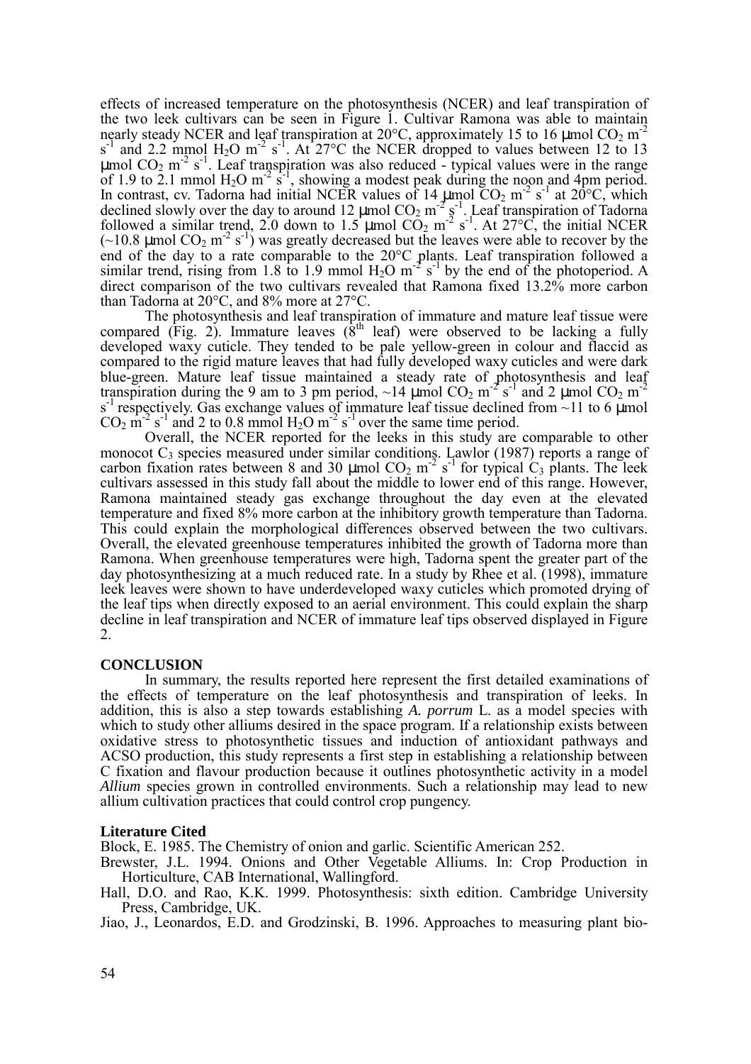effects of increased temperature on the photosynthesis (NCER) and leaf transpiration of the two leek cultivars can be seen in Figure 1. Cultivar Ramona was able to maintain nearly steady NCER and leaf transpiration at 20°C, approximately 15 to 16 µmol $CO_2$ $m^{-2}$ $s^{-1}$ and 2.2 mmol $H_2O$ $m^{-2}$ $s^{-1}$. At 27°C the NCER dropped to values between 12 to 13 µmol $CO_2$ $m^{-2}$ $s^{-1}$. Leaf transpiration was also reduced - typical values were in the range of 1.9 to 2.1 mmol $H_2O$ $m^{-2}$ $s^{-1}$, showing a modest peak during the noon and 4pm period. In contrast, cv. Tadorna had initial NCER values of 14 µmol $CO_2$ $m^{-2}$ $s^{-1}$ at 20°C, which declined slowly over the day to around 12 µmol $CO_2$ $m^{-2}$ $s^{-1}$. Leaf transpiration of Tadorna followed a similar trend, 2.0 down to 1.5 µmol $CO_2$ $m^{-2}$ $s^{-1}$. At 27°C, the initial NCER (~10.8 µmol $CO_2$ $m^{-2}$ $s^{-1}$) was greatly decreased but the leaves were able to recover by the end of the day to a rate comparable to the 20°C plants. Leaf transpiration followed a similar trend, rising from 1.8 to 1.9 mmol $H_2O$ $m^{-2}$ $s^{-1}$ by the end of the photoperiod. A direct comparison of the two cultivars revealed that Ramona fixed 13.2% more carbon than Tadorna at 20°C, and 8% more at 27°C.

The photosynthesis and leaf transpiration of immature and mature leaf tissue were compared (Fig. 2). Immature leaves (8$^{th}$ leaf) were observed to be lacking a fully developed waxy cuticle. They tended to be pale yellow-green in colour and flaccid as compared to the rigid mature leaves that had fully developed waxy cuticles and were dark blue-green. Mature leaf tissue maintained a steady rate of photosynthesis and leaf transpiration during the 9 am to 3 pm period, ~14 µmol $CO_2$ $m^{-2}$ $s^{-1}$ and 2 µmol $CO_2$ $m^{-2}$ $s^{-1}$ respectively. Gas exchange values of immature leaf tissue declined from ~11 to 6 µmol $CO_2$ $m^{-2}$ $s^{-1}$ and 2 to 0.8 mmol $H_2O$ $m^{-2}$ $s^{-1}$ over the same time period.

Overall, the NCER reported for the leeks in this study are comparable to other monocot $C_3$ species measured under similar conditions. Lawlor (1987) reports a range of carbon fixation rates between 8 and 30 µmol $CO_2$ $m^{-2}$ $s^{-1}$ for typical $C_3$ plants. The leek cultivars assessed in this study fall about the middle to lower end of this range. However, Ramona maintained steady gas exchange throughout the day even at the elevated temperature and fixed 8% more carbon at the inhibitory growth temperature than Tadorna. This could explain the morphological differences observed between the two cultivars. Overall, the elevated greenhouse temperatures inhibited the growth of Tadorna more than Ramona. When greenhouse temperatures were high, Tadorna spent the greater part of the day photosynthesizing at a much reduced rate. In a study by Rhee et al. (1998), immature leek leaves were shown to have underdeveloped waxy cuticles which promoted drying of the leaf tips when directly exposed to an aerial environment. This could explain the sharp decline in leaf transpiration and NCER of immature leaf tips observed displayed in Figure 2.

## CONCLUSION

In summary, the results reported here represent the first detailed examinations of the effects of temperature on the leaf photosynthesis and transpiration of leeks. In addition, this is also a step towards establishing *A. porrum* L. as a model species with which to study other alliums desired in the space program. If a relationship exists between oxidative stress to photosynthetic tissues and induction of antioxidant pathways and ACSO production, this study represents a first step in establishing a relationship between C fixation and flavour production because it outlines photosynthetic activity in a model *Allium* species grown in controlled environments. Such a relationship may lead to new allium cultivation practices that could control crop pungency.

## Literature Cited

Block, E. 1985. The Chemistry of onion and garlic. Scientific American 252.

Brewster, J.L. 1994. Onions and Other Vegetable Alliums. In: Crop Production in Horticulture, CAB International, Wallingford.

Hall, D.O. and Rao, K.K. 1999. Photosynthesis: sixth edition. Cambridge University Press, Cambridge, UK.

Jiao, J., Leonardos, E.D. and Grodzinski, B. 1996. Approaches to measuring plant bio-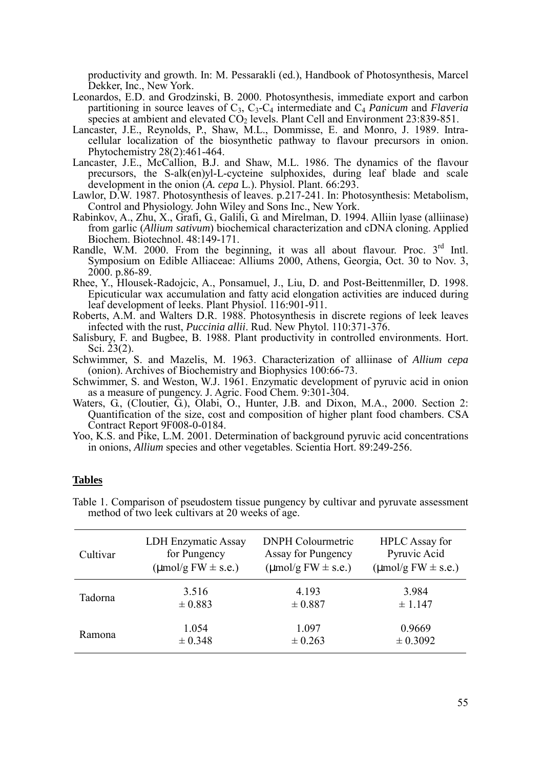productivity and growth. In: M. Pessarakli (ed.), Handbook of Photosynthesis, Marcel Dekker, Inc., New York.

Leonardos, E.D. and Grodzinski, B. 2000. Photosynthesis, immediate export and carbon partitioning in source leaves of $C_3$, $C_3$-$C_4$ intermediate and $C_4$ *Panicum* and *Flaveria* species at ambient and elevated $CO_2$ levels. Plant Cell and Environment 23:839-851.

Lancaster, J.E., Reynolds, P., Shaw, M.L., Dommisse, E. and Monro, J. 1989. Intra-cellular localization of the biosynthetic pathway to flavour precursors in onion. Phytochemistry 28(2):461-464.

Lancaster, J.E., McCallion, B.J. and Shaw, M.L. 1986. The dynamics of the flavour precursors, the S-alk(en)yl-L-cycteine sulphoxides, during leaf blade and scale development in the onion (*A. cepa* L.). Physiol. Plant. 66:293.

Lawlor, D.W. 1987. Photosynthesis of leaves. p.217-241. In: Photosynthesis: Metabolism, Control and Physiology. John Wiley and Sons Inc., New York.

Rabinkov, A., Zhu, X., Grafi, G., Galili, G. and Mirelman, D. 1994. Alliin lyase (alliinase) from garlic (*Allium sativum*) biochemical characterization and cDNA cloning. Applied Biochem. Biotechnol. 48:149-171.

Randle, W.M. 2000. From the beginning, it was all about flavour. Proc. 3rd Intl. Symposium on Edible Alliaceae: Alliums 2000, Athens, Georgia, Oct. 30 to Nov. 3, 2000. p.86-89.

Rhee, Y., Hlousek-Radojcic, A., Ponsamuel, J., Liu, D. and Post-Beittenmiller, D. 1998. Epicuticular wax accumulation and fatty acid elongation activities are induced during leaf development of leeks. Plant Physiol. 116:901-911.

Roberts, A.M. and Walters D.R. 1988. Photosynthesis in discrete regions of leek leaves infected with the rust, *Puccinia allii*. Rud. New Phytol. 110:371-376.

Salisbury, F. and Bugbee, B. 1988. Plant productivity in controlled environments. Hort. Sci. 23(2).

Schwimmer, S. and Mazelis, M. 1963. Characterization of alliinase of *Allium cepa* (onion). Archives of Biochemistry and Biophysics 100:66-73.

Schwimmer, S. and Weston, W.J. 1961. Enzymatic development of pyruvic acid in onion as a measure of pungency. J. Agric. Food Chem. 9:301-304.

Waters, G., (Cloutier, G.), Olabi, O., Hunter, J.B. and Dixon, M.A., 2000. Section 2: Quantification of the size, cost and composition of higher plant food chambers. CSA Contract Report 9F008-0-0184.

Yoo, K.S. and Pike, L.M. 2001. Determination of background pyruvic acid concentrations in onions, *Allium* species and other vegetables. Scientia Hort. 89:249-256.

## Tables

Table 1. Comparison of pseudostem tissue pungency by cultivar and pyruvate assessment method of two leek cultivars at 20 weeks of age.

| Cultivar | LDH Enzymatic Assay for Pungency (µmol/g FW ± s.e.) | DNPH Colourmetric Assay for Pungency (µmol/g FW ± s.e.) | HPLC Assay for Pyruvic Acid (µmol/g FW ± s.e.) |
|---|---|---|---|
| Tadorna | 3.516 ± 0.883 | 4.193 ± 0.887 | 3.984 ± 1.147 |
| Ramona | 1.054 ± 0.348 | 1.097 ± 0.263 | 0.9669 ± 0.3092 |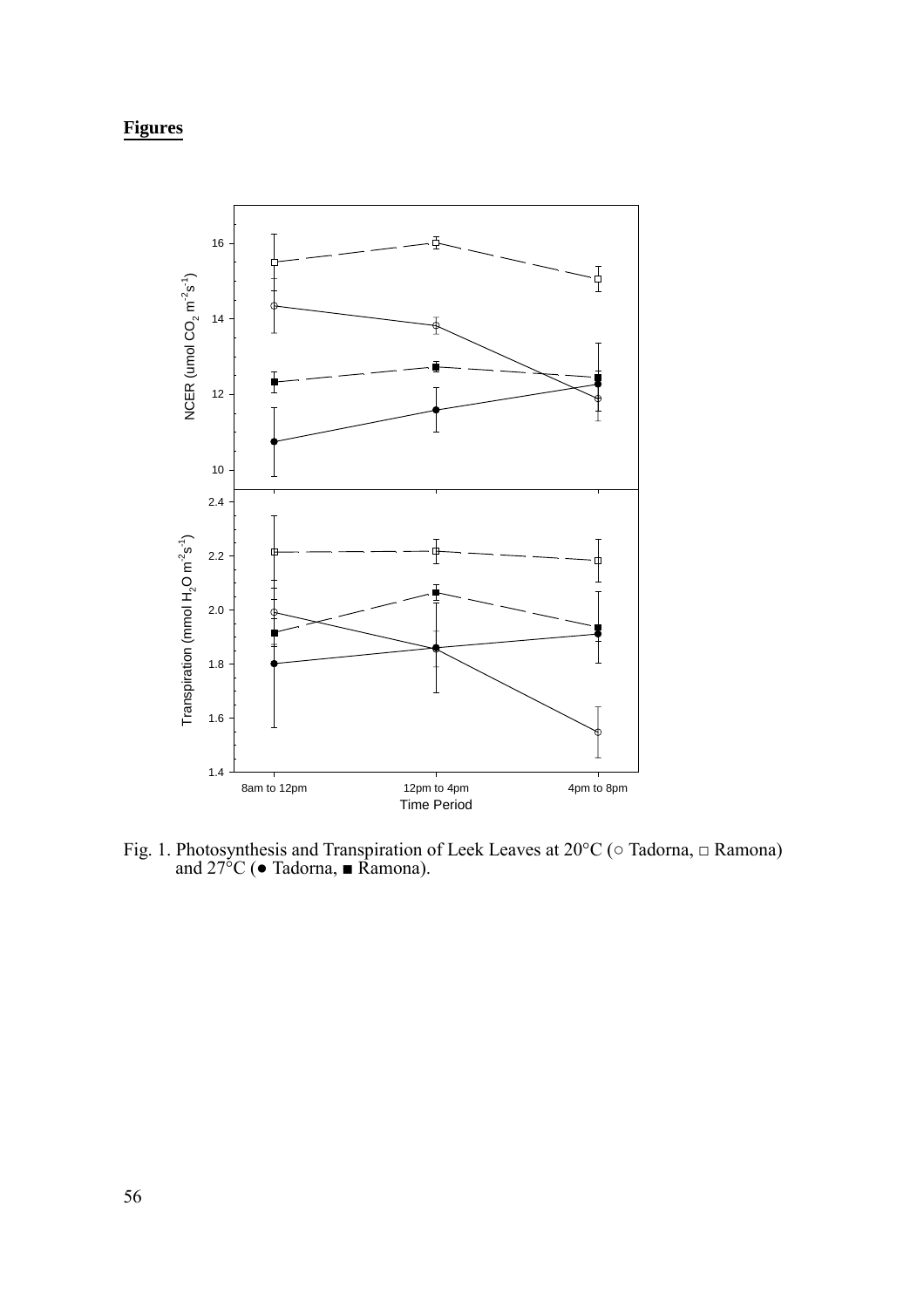## **Figures**

Fig. 1. Photosynthesis and Transpiration of Leek Leaves at 20°C (○ Tadorna, □ Ramona) and 27°C (● Tadorna, ■ Ramona).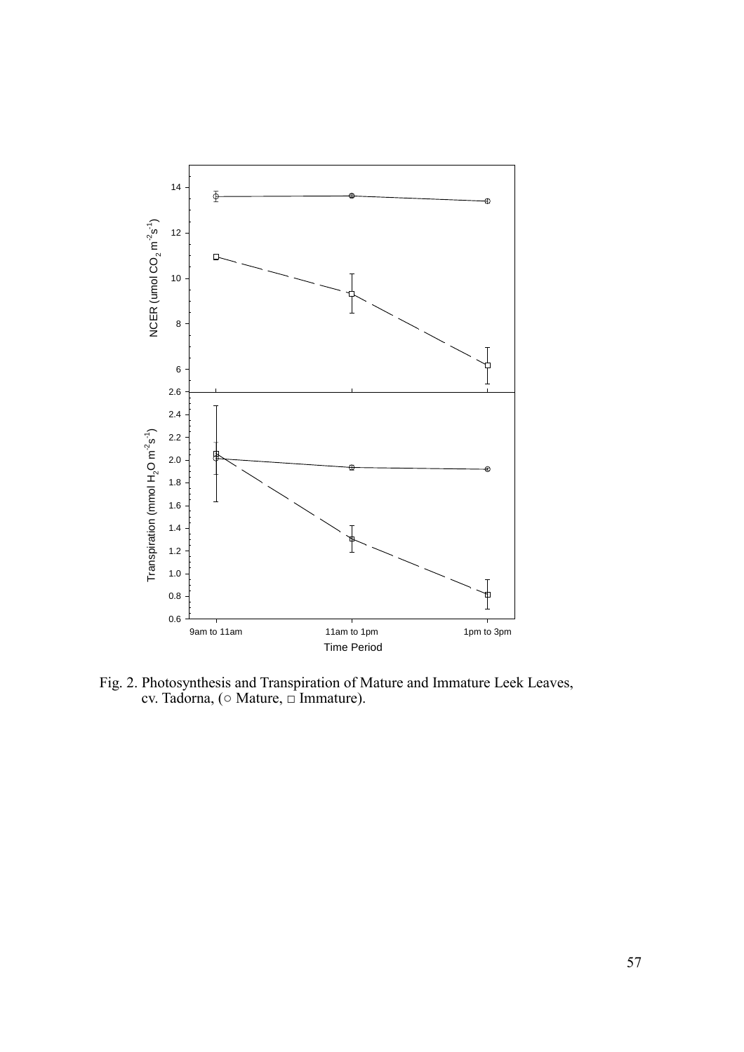NCER (umol $CO_2$ $m^{-2}s^{-1}$)

14

12

10

8

6

Transpiration (mmol $H_2O$ $m^{-2}s^{-1}$)

2.6

2.4

2.2

2.0

1.8

1.6

1.4

1.2

1.0

0.8

0.6

9am to 11am

11am to 1pm

1pm to 3pm

Time Period

Fig. 2. Photosynthesis and Transpiration of Mature and Immature Leek Leaves, cv. Tadorna, (○ Mature, □ Immature).